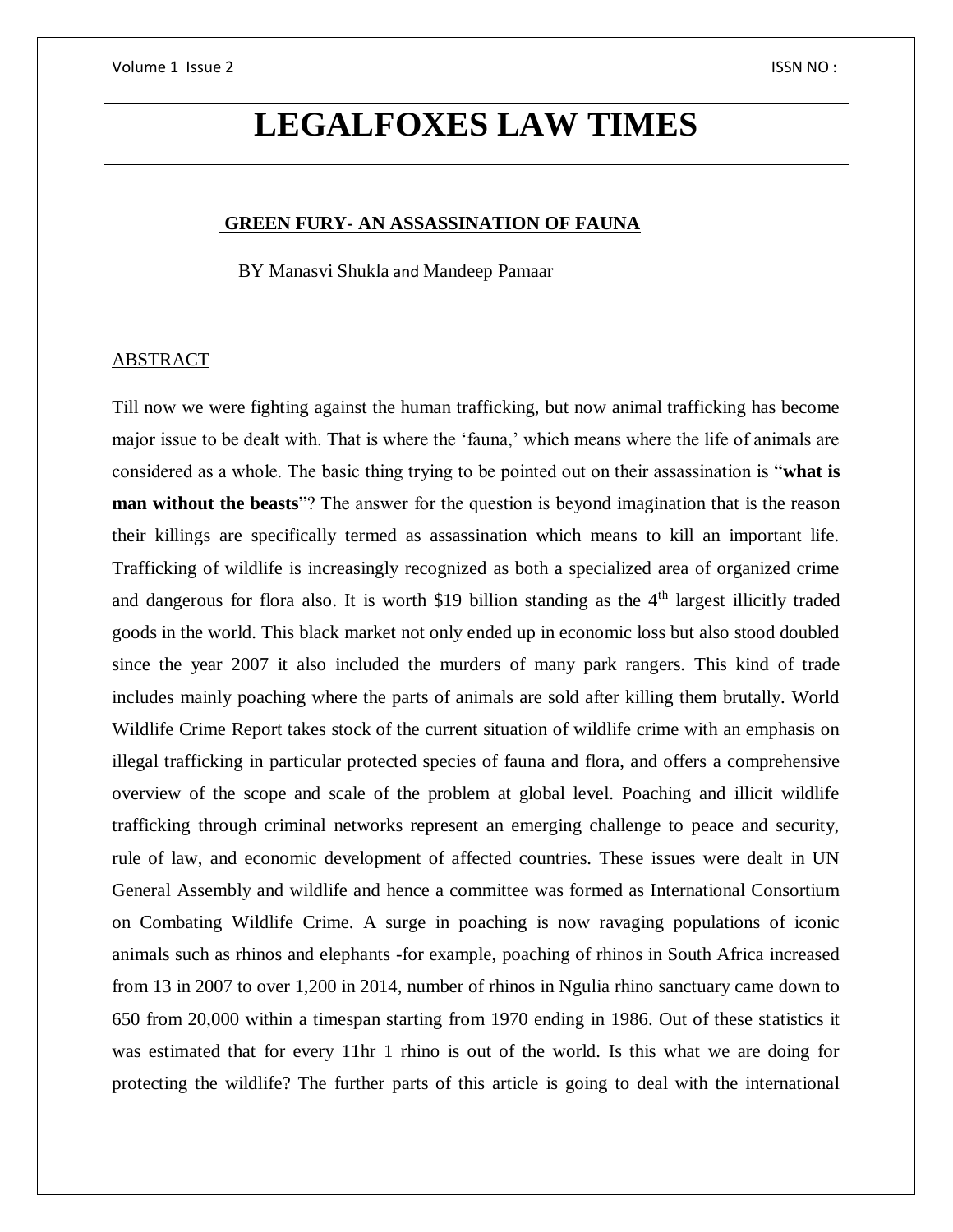# LEGALFOXES LAW TIMES

## GREEN FURY- AN ASSASSINATION OF FAUNA

BY Manasvi Shukla and Mandeep Pamaar

### ABSTRACT

Till now we were fighting against the human trafficking, but now animal trafficking has become major issue to be dealt with. That is where the 'fauna,' which means where the life of animals are considered as a whole. The basic thing trying to be pointed out on their assassination is "**what is man without the beasts**"? The answer for the question is beyond imagination that is the reason their killings are specifically termed as assassination which means to kill an important life. Trafficking of wildlife is increasingly recognized as both a specialized area of organized crime and dangerous for flora also. It is worth \$19 billion standing as the 4th largest illicitly traded goods in the world. This black market not only ended up in economic loss but also stood doubled since the year 2007 it also included the murders of many park rangers. This kind of trade includes mainly poaching where the parts of animals are sold after killing them brutally. World Wildlife Crime Report takes stock of the current situation of wildlife crime with an emphasis on illegal trafficking in particular protected species of fauna and flora, and offers a comprehensive overview of the scope and scale of the problem at global level. Poaching and illicit wildlife trafficking through criminal networks represent an emerging challenge to peace and security, rule of law, and economic development of affected countries. These issues were dealt in UN General Assembly and wildlife and hence a committee was formed as International Consortium on Combating Wildlife Crime. A surge in poaching is now ravaging populations of iconic animals such as rhinos and elephants -for example, poaching of rhinos in South Africa increased from 13 in 2007 to over 1,200 in 2014, number of rhinos in Ngulia rhino sanctuary came down to 650 from 20,000 within a timespan starting from 1970 ending in 1986. Out of these statistics it was estimated that for every 11hr 1 rhino is out of the world. Is this what we are doing for protecting the wildlife? The further parts of this article is going to deal with the international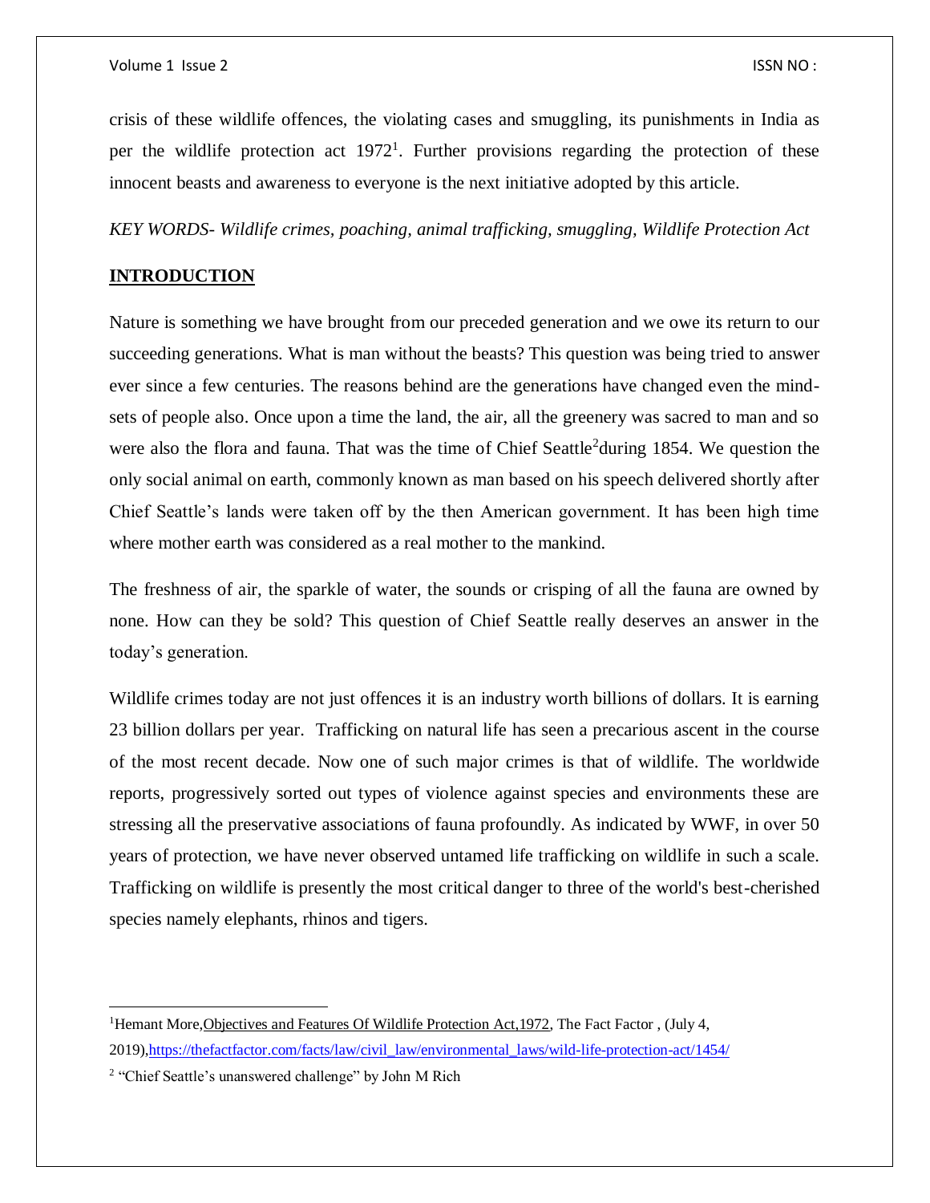crisis of these wildlife offences, the violating cases and smuggling, its punishments in India as per the wildlife protection act 1972[1]. Further provisions regarding the protection of these innocent beasts and awareness to everyone is the next initiative adopted by this article.

*KEY WORDS- Wildlife crimes, poaching, animal trafficking, smuggling, Wildlife Protection Act*

## INTRODUCTION

Nature is something we have brought from our preceded generation and we owe its return to our succeeding generations. What is man without the beasts? This question was being tried to answer ever since a few centuries. The reasons behind are the generations have changed even the mind-sets of people also. Once upon a time the land, the air, all the greenery was sacred to man and so were also the flora and fauna. That was the time of Chief Seattle[2]during 1854. We question the only social animal on earth, commonly known as man based on his speech delivered shortly after Chief Seattle's lands were taken off by the then American government. It has been high time where mother earth was considered as a real mother to the mankind.

The freshness of air, the sparkle of water, the sounds or crisping of all the fauna are owned by none. How can they be sold? This question of Chief Seattle really deserves an answer in the today's generation.

Wildlife crimes today are not just offences it is an industry worth billions of dollars. It is earning 23 billion dollars per year. Trafficking on natural life has seen a precarious ascent in the course of the most recent decade. Now one of such major crimes is that of wildlife. The worldwide reports, progressively sorted out types of violence against species and environments these are stressing all the preservative associations of fauna profoundly. As indicated by WWF, in over 50 years of protection, we have never observed untamed life trafficking on wildlife in such a scale. Trafficking on wildlife is presently the most critical danger to three of the world's best-cherished species namely elephants, rhinos and tigers.

---

[1]Hemant More, Objectives and Features Of Wildlife Protection Act,1972, The Fact Factor , (July 4, 2019), https://thefactfactor.com/facts/law/civil_law/environmental_laws/wild-life-protection-act/1454/

[2] "Chief Seattle's unanswered challenge" by John M Rich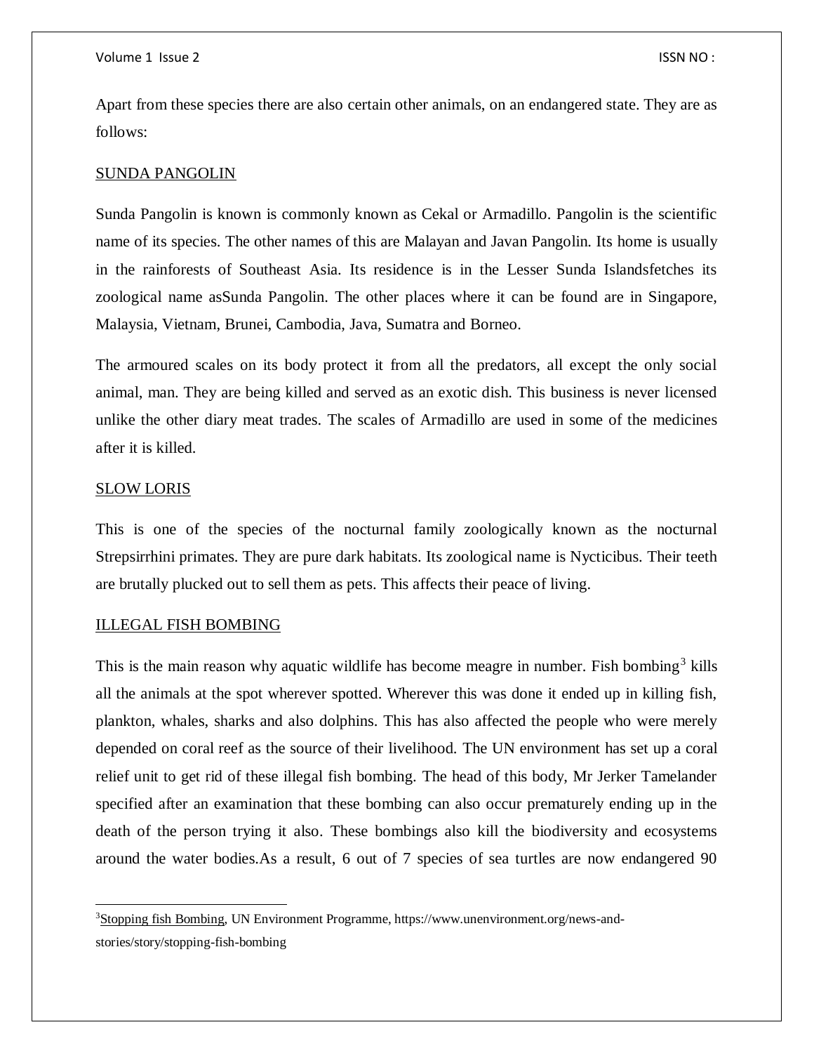Apart from these species there are also certain other animals, on an endangered state. They are as follows:

<u>SUNDA PANGOLIN</u>

Sunda Pangolin is known is commonly known as Cekal or Armadillo. Pangolin is the scientific name of its species. The other names of this are Malayan and Javan Pangolin. Its home is usually in the rainforests of Southeast Asia. Its residence is in the Lesser Sunda Islandsfetches its zoological name asSunda Pangolin. The other places where it can be found are in Singapore, Malaysia, Vietnam, Brunei, Cambodia, Java, Sumatra and Borneo.

The armoured scales on its body protect it from all the predators, all except the only social animal, man. They are being killed and served as an exotic dish. This business is never licensed unlike the other diary meat trades. The scales of Armadillo are used in some of the medicines after it is killed.

<u>SLOW LORIS</u>

This is one of the species of the nocturnal family zoologically known as the nocturnal Strepsirrhini primates. They are pure dark habitats. Its zoological name is Nycticibus. Their teeth are brutally plucked out to sell them as pets. This affects their peace of living.

<u>ILLEGAL FISH BOMBING</u>

This is the main reason why aquatic wildlife has become meagre in number. Fish bombing[3] kills all the animals at the spot wherever spotted. Wherever this was done it ended up in killing fish, plankton, whales, sharks and also dolphins. This has also affected the people who were merely depended on coral reef as the source of their livelihood. The UN environment has set up a coral relief unit to get rid of these illegal fish bombing. The head of this body, Mr Jerker Tamelander specified after an examination that these bombing can also occur prematurely ending up in the death of the person trying it also. These bombings also kill the biodiversity and ecosystems around the water bodies.As a result, 6 out of 7 species of sea turtles are now endangered 90

[3] <u>Stopping fish Bombing</u>, UN Environment Programme, https://www.unenvironment.org/news-and-stories/story/stopping-fish-bombing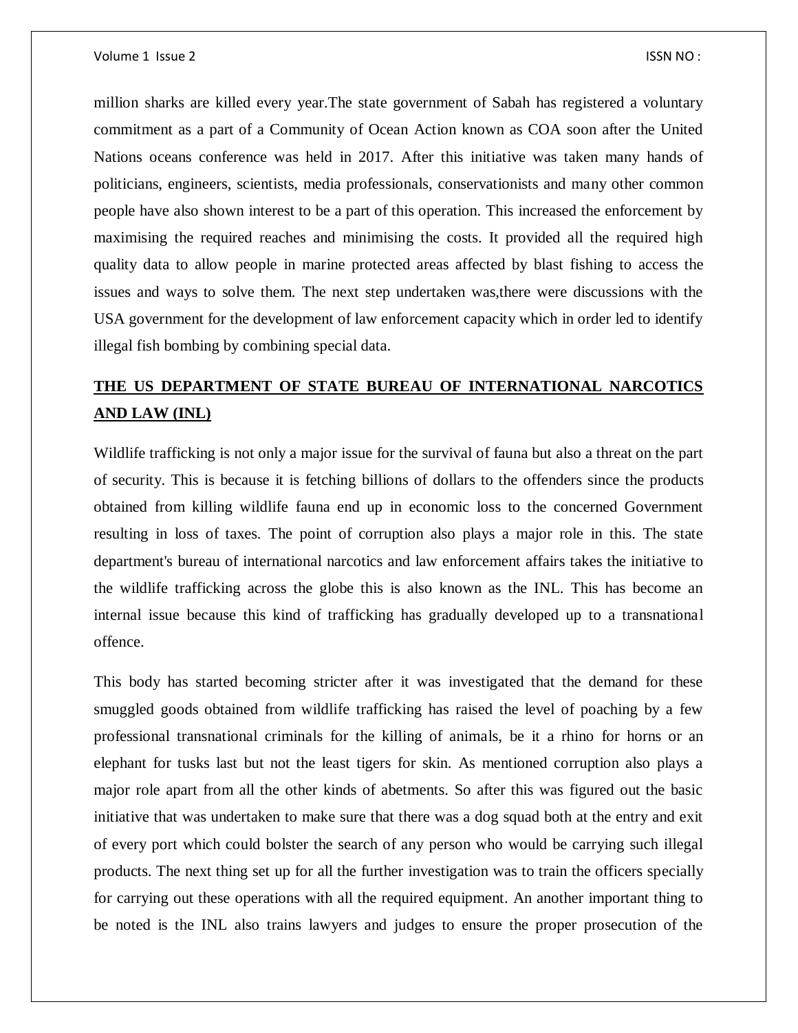million sharks are killed every year.The state government of Sabah has registered a voluntary commitment as a part of a Community of Ocean Action known as COA soon after the United Nations oceans conference was held in 2017. After this initiative was taken many hands of politicians, engineers, scientists, media professionals, conservationists and many other common people have also shown interest to be a part of this operation. This increased the enforcement by maximising the required reaches and minimising the costs. It provided all the required high quality data to allow people in marine protected areas affected by blast fishing to access the issues and ways to solve them. The next step undertaken was,there were discussions with the USA government for the development of law enforcement capacity which in order led to identify illegal fish bombing by combining special data.

## THE US DEPARTMENT OF STATE BUREAU OF INTERNATIONAL NARCOTICS AND LAW (INL)

Wildlife trafficking is not only a major issue for the survival of fauna but also a threat on the part of security. This is because it is fetching billions of dollars to the offenders since the products obtained from killing wildlife fauna end up in economic loss to the concerned Government resulting in loss of taxes. The point of corruption also plays a major role in this. The state department's bureau of international narcotics and law enforcement affairs takes the initiative to the wildlife trafficking across the globe this is also known as the INL. This has become an internal issue because this kind of trafficking has gradually developed up to a transnational offence.

This body has started becoming stricter after it was investigated that the demand for these smuggled goods obtained from wildlife trafficking has raised the level of poaching by a few professional transnational criminals for the killing of animals, be it a rhino for horns or an elephant for tusks last but not the least tigers for skin. As mentioned corruption also plays a major role apart from all the other kinds of abetments. So after this was figured out the basic initiative that was undertaken to make sure that there was a dog squad both at the entry and exit of every port which could bolster the search of any person who would be carrying such illegal products. The next thing set up for all the further investigation was to train the officers specially for carrying out these operations with all the required equipment. An another important thing to be noted is the INL also trains lawyers and judges to ensure the proper prosecution of the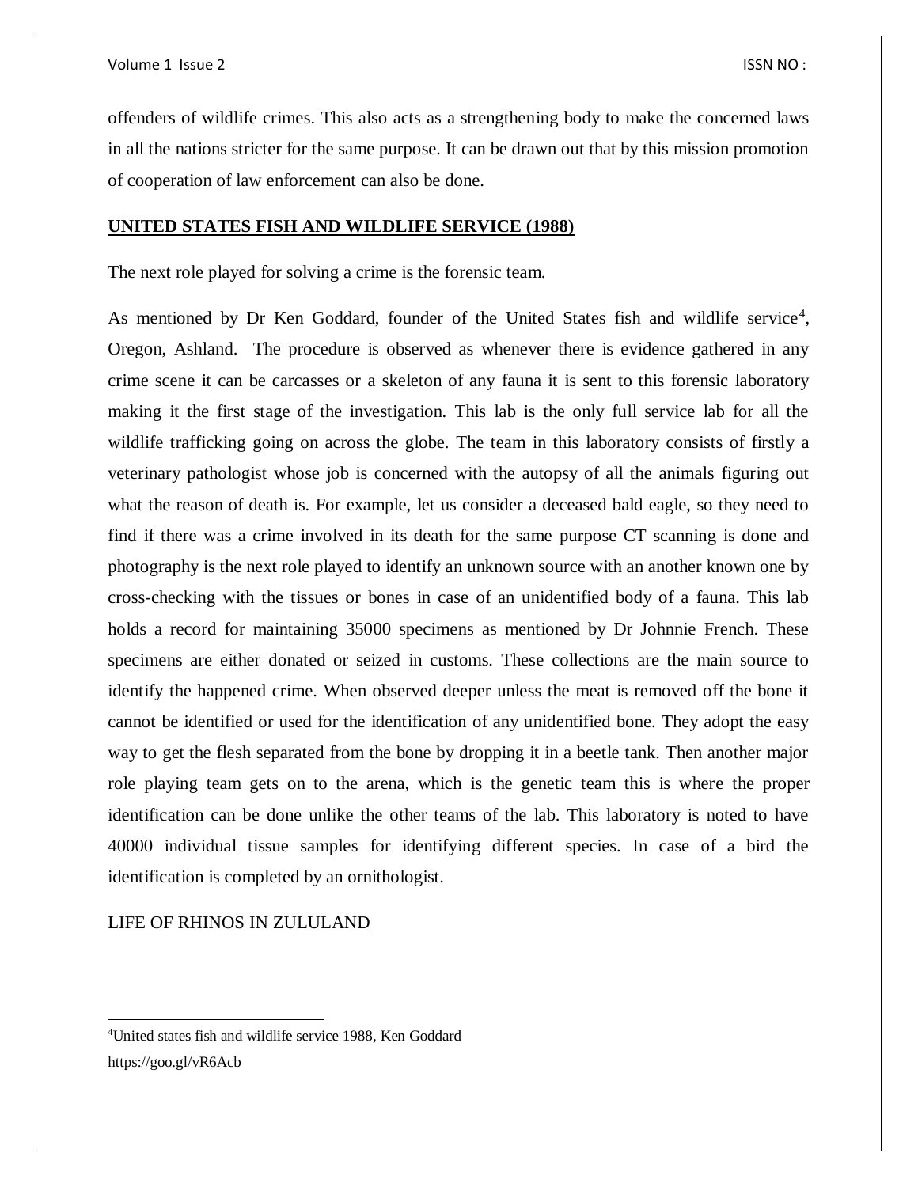offenders of wildlife crimes. This also acts as a strengthening body to make the concerned laws in all the nations stricter for the same purpose. It can be drawn out that by this mission promotion of cooperation of law enforcement can also be done.

## UNITED STATES FISH AND WILDLIFE SERVICE (1988)

The next role played for solving a crime is the forensic team.

As mentioned by Dr Ken Goddard, founder of the United States fish and wildlife service[4], Oregon, Ashland. The procedure is observed as whenever there is evidence gathered in any crime scene it can be carcasses or a skeleton of any fauna it is sent to this forensic laboratory making it the first stage of the investigation. This lab is the only full service lab for all the wildlife trafficking going on across the globe. The team in this laboratory consists of firstly a veterinary pathologist whose job is concerned with the autopsy of all the animals figuring out what the reason of death is. For example, let us consider a deceased bald eagle, so they need to find if there was a crime involved in its death for the same purpose CT scanning is done and photography is the next role played to identify an unknown source with an another known one by cross-checking with the tissues or bones in case of an unidentified body of a fauna. This lab holds a record for maintaining 35000 specimens as mentioned by Dr Johnnie French. These specimens are either donated or seized in customs. These collections are the main source to identify the happened crime. When observed deeper unless the meat is removed off the bone it cannot be identified or used for the identification of any unidentified bone. They adopt the easy way to get the flesh separated from the bone by dropping it in a beetle tank. Then another major role playing team gets on to the arena, which is the genetic team this is where the proper identification can be done unlike the other teams of the lab. This laboratory is noted to have 40000 individual tissue samples for identifying different species. In case of a bird the identification is completed by an ornithologist.

## LIFE OF RHINOS IN ZULULAND

[4]United states fish and wildlife service 1988, Ken Goddard https://goo.gl/vR6Acb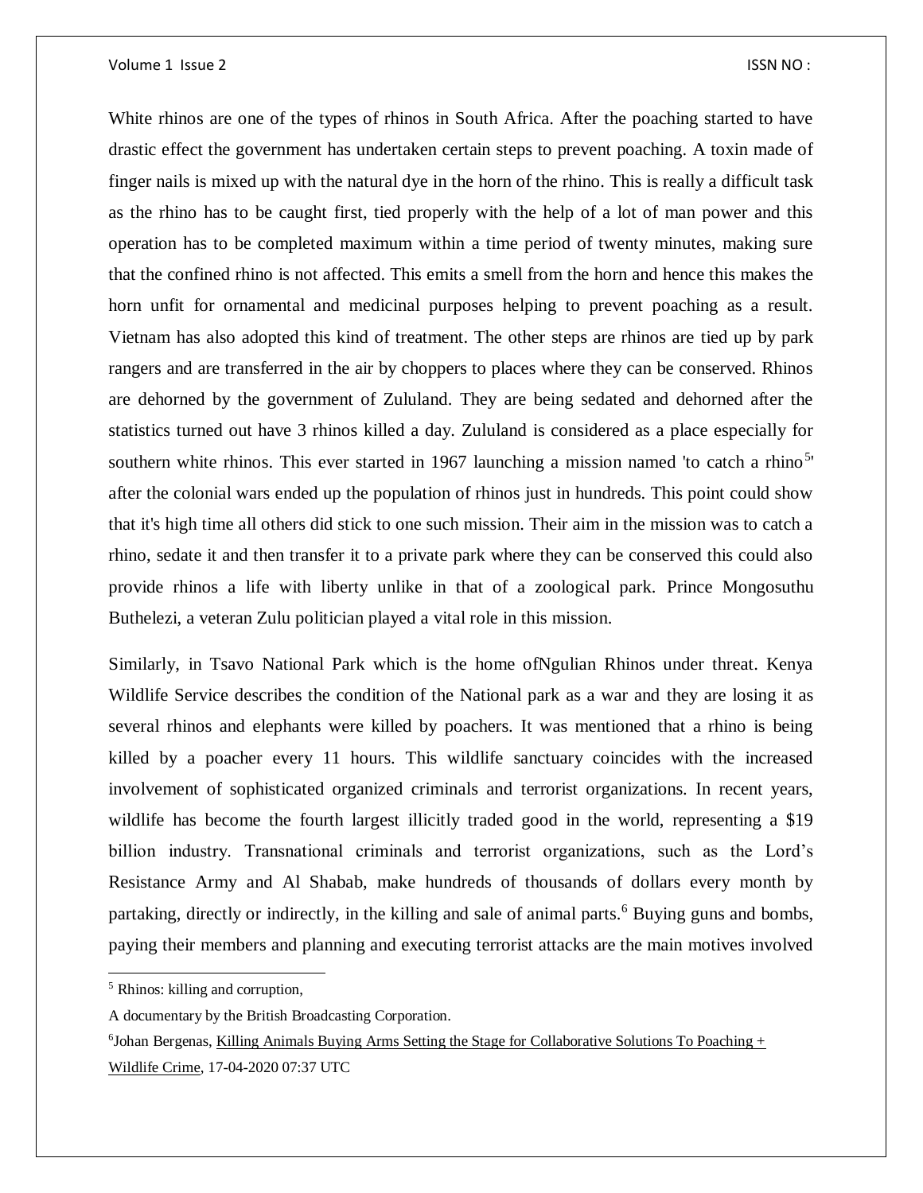White rhinos are one of the types of rhinos in South Africa. After the poaching started to have drastic effect the government has undertaken certain steps to prevent poaching. A toxin made of finger nails is mixed up with the natural dye in the horn of the rhino. This is really a difficult task as the rhino has to be caught first, tied properly with the help of a lot of man power and this operation has to be completed maximum within a time period of twenty minutes, making sure that the confined rhino is not affected. This emits a smell from the horn and hence this makes the horn unfit for ornamental and medicinal purposes helping to prevent poaching as a result. Vietnam has also adopted this kind of treatment. The other steps are rhinos are tied up by park rangers and are transferred in the air by choppers to places where they can be conserved. Rhinos are dehorned by the government of Zululand. They are being sedated and dehorned after the statistics turned out have 3 rhinos killed a day. Zululand is considered as a place especially for southern white rhinos. This ever started in 1967 launching a mission named 'to catch a rhino[5]' after the colonial wars ended up the population of rhinos just in hundreds. This point could show that it's high time all others did stick to one such mission. Their aim in the mission was to catch a rhino, sedate it and then transfer it to a private park where they can be conserved this could also provide rhinos a life with liberty unlike in that of a zoological park. Prince Mongosuthu Buthelezi, a veteran Zulu politician played a vital role in this mission.

Similarly, in Tsavo National Park which is the home ofNgulian Rhinos under threat. Kenya Wildlife Service describes the condition of the National park as a war and they are losing it as several rhinos and elephants were killed by poachers. It was mentioned that a rhino is being killed by a poacher every 11 hours. This wildlife sanctuary coincides with the increased involvement of sophisticated organized criminals and terrorist organizations. In recent years, wildlife has become the fourth largest illicitly traded good in the world, representing a $19 billion industry. Transnational criminals and terrorist organizations, such as the Lord's Resistance Army and Al Shabab, make hundreds of thousands of dollars every month by partaking, directly or indirectly, in the killing and sale of animal parts.[6] Buying guns and bombs, paying their members and planning and executing terrorist attacks are the main motives involved

---

[5] Rhinos: killing and corruption,

A documentary by the British Broadcasting Corporation.

[6] Johan Bergenas, Killing Animals Buying Arms Setting the Stage for Collaborative Solutions To Poaching + Wildlife Crime, 17-04-2020 07:37 UTC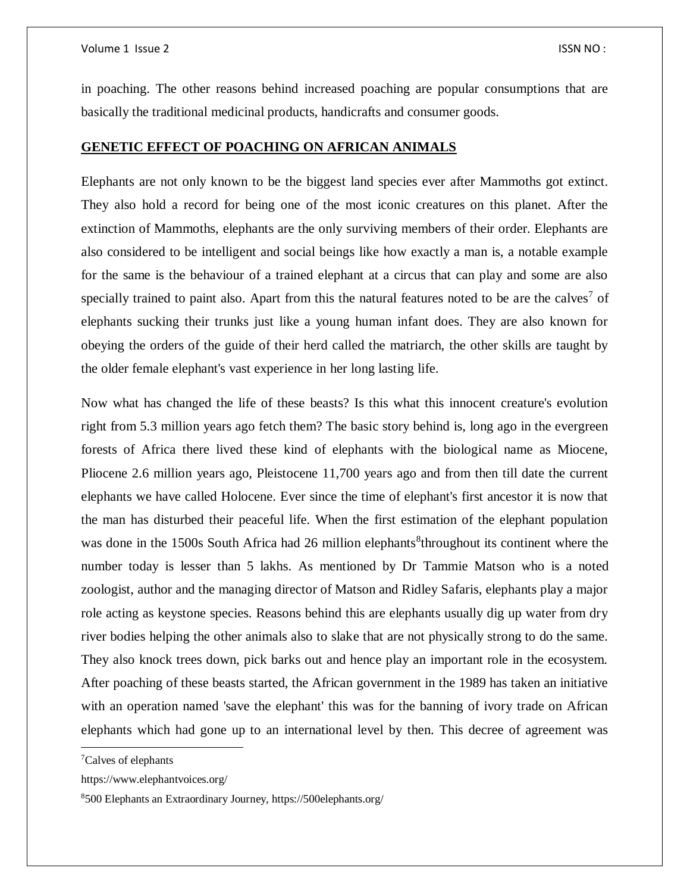in poaching. The other reasons behind increased poaching are popular consumptions that are basically the traditional medicinal products, handicrafts and consumer goods.

## GENETIC EFFECT OF POACHING ON AFRICAN ANIMALS

Elephants are not only known to be the biggest land species ever after Mammoths got extinct. They also hold a record for being one of the most iconic creatures on this planet. After the extinction of Mammoths, elephants are the only surviving members of their order. Elephants are also considered to be intelligent and social beings like how exactly a man is, a notable example for the same is the behaviour of a trained elephant at a circus that can play and some are also specially trained to paint also. Apart from this the natural features noted to be are the calves[7] of elephants sucking their trunks just like a young human infant does. They are also known for obeying the orders of the guide of their herd called the matriarch, the other skills are taught by the older female elephant's vast experience in her long lasting life.

Now what has changed the life of these beasts? Is this what this innocent creature's evolution right from 5.3 million years ago fetch them? The basic story behind is, long ago in the evergreen forests of Africa there lived these kind of elephants with the biological name as Miocene, Pliocene 2.6 million years ago, Pleistocene 11,700 years ago and from then till date the current elephants we have called Holocene. Ever since the time of elephant's first ancestor it is now that the man has disturbed their peaceful life. When the first estimation of the elephant population was done in the 1500s South Africa had 26 million elephants[8]throughout its continent where the number today is lesser than 5 lakhs. As mentioned by Dr Tammie Matson who is a noted zoologist, author and the managing director of Matson and Ridley Safaris, elephants play a major role acting as keystone species. Reasons behind this are elephants usually dig up water from dry river bodies helping the other animals also to slake that are not physically strong to do the same. They also knock trees down, pick barks out and hence play an important role in the ecosystem. After poaching of these beasts started, the African government in the 1989 has taken an initiative with an operation named 'save the elephant' this was for the banning of ivory trade on African elephants which had gone up to an international level by then. This decree of agreement was

---

[7]Calves of elephants

https://www.elephantvoices.org/

[8]500 Elephants an Extraordinary Journey, https://500elephants.org/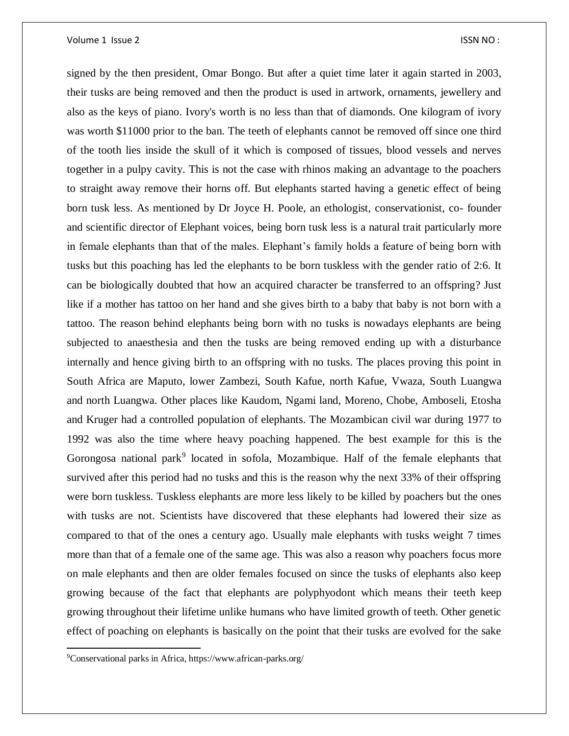signed by the then president, Omar Bongo. But after a quiet time later it again started in 2003, their tusks are being removed and then the product is used in artwork, ornaments, jewellery and also as the keys of piano. Ivory's worth is no less than that of diamonds. One kilogram of ivory was worth $11000 prior to the ban. The teeth of elephants cannot be removed off since one third of the tooth lies inside the skull of it which is composed of tissues, blood vessels and nerves together in a pulpy cavity. This is not the case with rhinos making an advantage to the poachers to straight away remove their horns off. But elephants started having a genetic effect of being born tusk less. As mentioned by Dr Joyce H. Poole, an ethologist, conservationist, co- founder and scientific director of Elephant voices, being born tusk less is a natural trait particularly more in female elephants than that of the males. Elephant's family holds a feature of being born with tusks but this poaching has led the elephants to be born tuskless with the gender ratio of 2:6. It can be biologically doubted that how an acquired character be transferred to an offspring? Just like if a mother has tattoo on her hand and she gives birth to a baby that baby is not born with a tattoo. The reason behind elephants being born with no tusks is nowadays elephants are being subjected to anaesthesia and then the tusks are being removed ending up with a disturbance internally and hence giving birth to an offspring with no tusks. The places proving this point in South Africa are Maputo, lower Zambezi, South Kafue, north Kafue, Vwaza, South Luangwa and north Luangwa. Other places like Kaudom, Ngami land, Moreno, Chobe, Amboseli, Etosha and Kruger had a controlled population of elephants. The Mozambican civil war during 1977 to 1992 was also the time where heavy poaching happened. The best example for this is the Gorongosa national park[9] located in sofola, Mozambique. Half of the female elephants that survived after this period had no tusks and this is the reason why the next 33% of their offspring were born tuskless. Tuskless elephants are more less likely to be killed by poachers but the ones with tusks are not. Scientists have discovered that these elephants had lowered their size as compared to that of the ones a century ago. Usually male elephants with tusks weight 7 times more than that of a female one of the same age. This was also a reason why poachers focus more on male elephants and then are older females focused on since the tusks of elephants also keep growing because of the fact that elephants are polyphyodont which means their teeth keep growing throughout their lifetime unlike humans who have limited growth of teeth. Other genetic effect of poaching on elephants is basically on the point that their tusks are evolved for the sake

[9]Conservational parks in Africa, https://www.african-parks.org/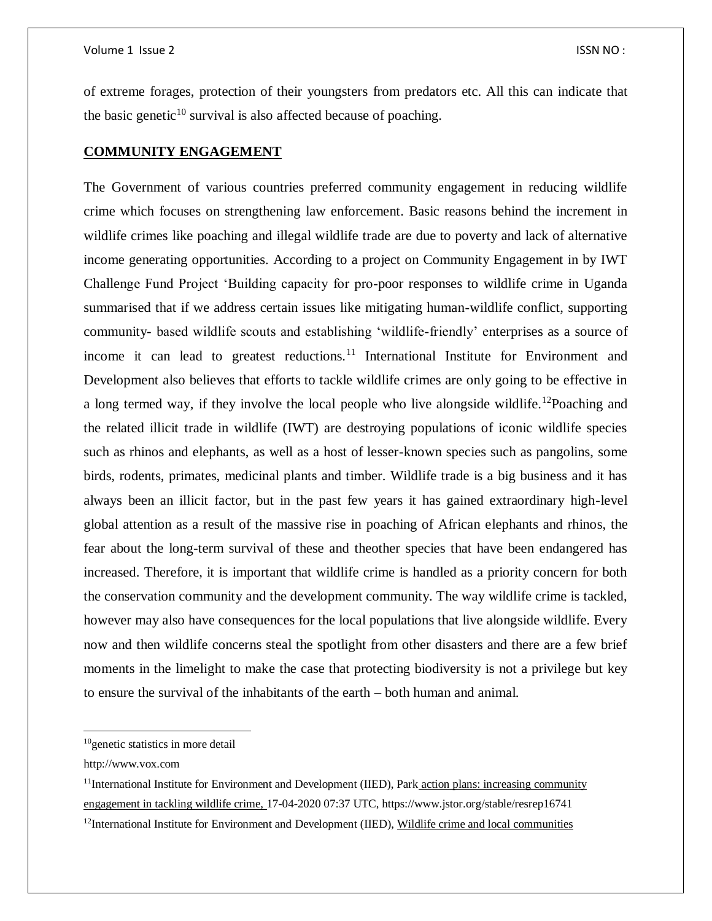of extreme forages, protection of their youngsters from predators etc. All this can indicate that the basic genetic[10] survival is also affected because of poaching.

## COMMUNITY ENGAGEMENT

The Government of various countries preferred community engagement in reducing wildlife crime which focuses on strengthening law enforcement. Basic reasons behind the increment in wildlife crimes like poaching and illegal wildlife trade are due to poverty and lack of alternative income generating opportunities. According to a project on Community Engagement in by IWT Challenge Fund Project 'Building capacity for pro-poor responses to wildlife crime in Uganda summarised that if we address certain issues like mitigating human-wildlife conflict, supporting community- based wildlife scouts and establishing 'wildlife-friendly' enterprises as a source of income it can lead to greatest reductions.[11] International Institute for Environment and Development also believes that efforts to tackle wildlife crimes are only going to be effective in a long termed way, if they involve the local people who live alongside wildlife.[12]Poaching and the related illicit trade in wildlife (IWT) are destroying populations of iconic wildlife species such as rhinos and elephants, as well as a host of lesser-known species such as pangolins, some birds, rodents, primates, medicinal plants and timber. Wildlife trade is a big business and it has always been an illicit factor, but in the past few years it has gained extraordinary high-level global attention as a result of the massive rise in poaching of African elephants and rhinos, the fear about the long-term survival of these and theother species that have been endangered has increased. Therefore, it is important that wildlife crime is handled as a priority concern for both the conservation community and the development community. The way wildlife crime is tackled, however may also have consequences for the local populations that live alongside wildlife. Every now and then wildlife concerns steal the spotlight from other disasters and there are a few brief moments in the limelight to make the case that protecting biodiversity is not a privilege but key to ensure the survival of the inhabitants of the earth – both human and animal.

---

[10]genetic statistics in more detail

http://www.vox.com

[11]International Institute for Environment and Development (IIED), Park action plans: increasing community engagement in tackling wildlife crime, 17-04-2020 07:37 UTC, https://www.jstor.org/stable/resrep16741

[12]International Institute for Environment and Development (IIED), Wildlife crime and local communities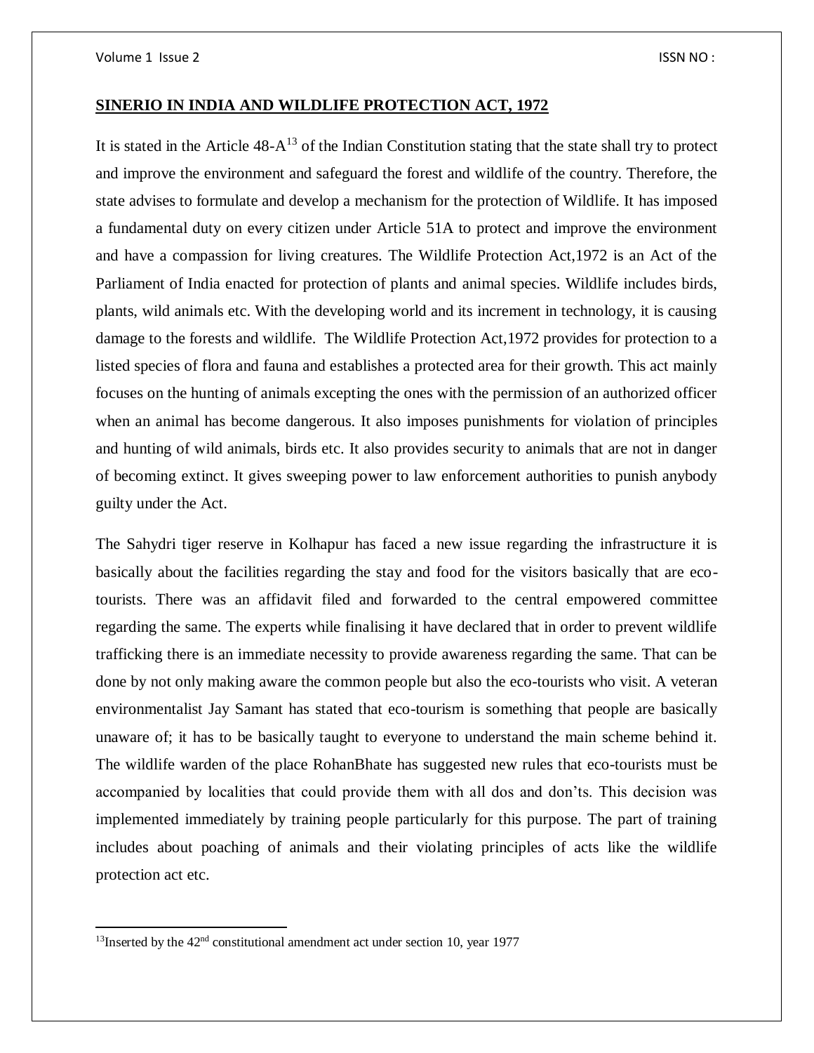## SINERIO IN INDIA AND WILDLIFE PROTECTION ACT, 1972

It is stated in the Article 48-A[13] of the Indian Constitution stating that the state shall try to protect and improve the environment and safeguard the forest and wildlife of the country. Therefore, the state advises to formulate and develop a mechanism for the protection of Wildlife. It has imposed a fundamental duty on every citizen under Article 51A to protect and improve the environment and have a compassion for living creatures. The Wildlife Protection Act,1972 is an Act of the Parliament of India enacted for protection of plants and animal species. Wildlife includes birds, plants, wild animals etc. With the developing world and its increment in technology, it is causing damage to the forests and wildlife. The Wildlife Protection Act,1972 provides for protection to a listed species of flora and fauna and establishes a protected area for their growth. This act mainly focuses on the hunting of animals excepting the ones with the permission of an authorized officer when an animal has become dangerous. It also imposes punishments for violation of principles and hunting of wild animals, birds etc. It also provides security to animals that are not in danger of becoming extinct. It gives sweeping power to law enforcement authorities to punish anybody guilty under the Act.

The Sahydri tiger reserve in Kolhapur has faced a new issue regarding the infrastructure it is basically about the facilities regarding the stay and food for the visitors basically that are eco-tourists. There was an affidavit filed and forwarded to the central empowered committee regarding the same. The experts while finalising it have declared that in order to prevent wildlife trafficking there is an immediate necessity to provide awareness regarding the same. That can be done by not only making aware the common people but also the eco-tourists who visit. A veteran environmentalist Jay Samant has stated that eco-tourism is something that people are basically unaware of; it has to be basically taught to everyone to understand the main scheme behind it. The wildlife warden of the place RohanBhate has suggested new rules that eco-tourists must be accompanied by localities that could provide them with all dos and don'ts. This decision was implemented immediately by training people particularly for this purpose. The part of training includes about poaching of animals and their violating principles of acts like the wildlife protection act etc.

---

[13] Inserted by the 42nd constitutional amendment act under section 10, year 1977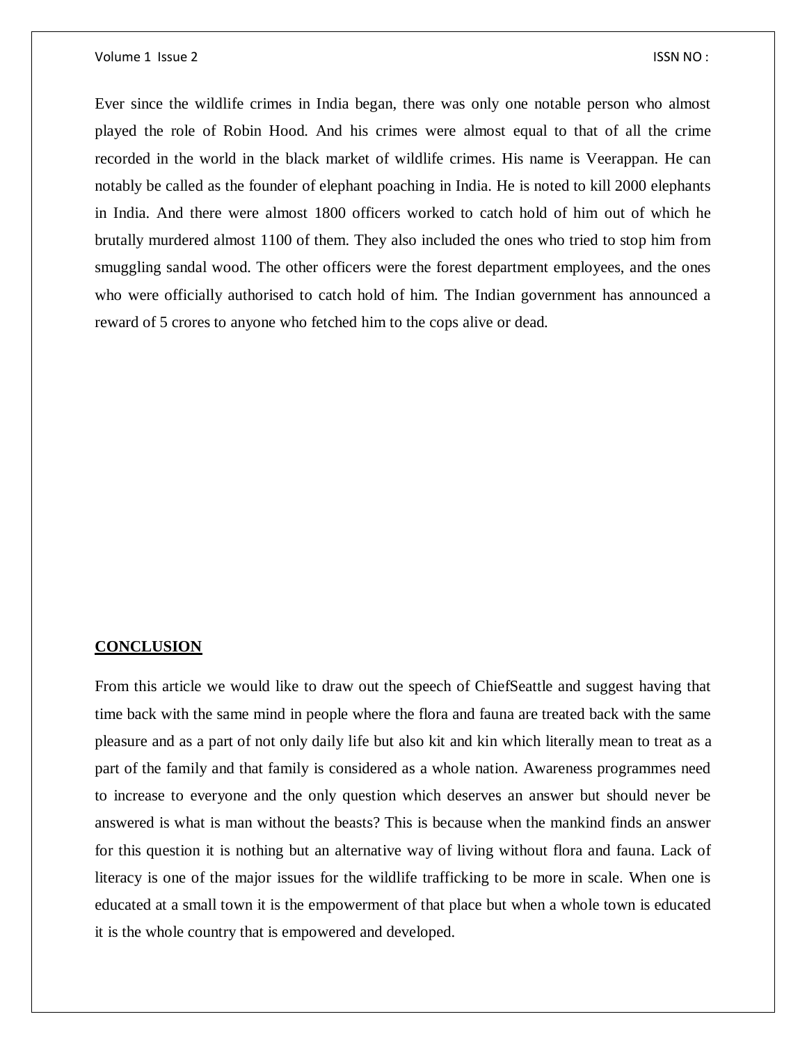Ever since the wildlife crimes in India began, there was only one notable person who almost played the role of Robin Hood. And his crimes were almost equal to that of all the crime recorded in the world in the black market of wildlife crimes. His name is Veerappan. He can notably be called as the founder of elephant poaching in India. He is noted to kill 2000 elephants in India. And there were almost 1800 officers worked to catch hold of him out of which he brutally murdered almost 1100 of them. They also included the ones who tried to stop him from smuggling sandal wood. The other officers were the forest department employees, and the ones who were officially authorised to catch hold of him. The Indian government has announced a reward of 5 crores to anyone who fetched him to the cops alive or dead.

## CONCLUSION

From this article we would like to draw out the speech of ChiefSeattle and suggest having that time back with the same mind in people where the flora and fauna are treated back with the same pleasure and as a part of not only daily life but also kit and kin which literally mean to treat as a part of the family and that family is considered as a whole nation. Awareness programmes need to increase to everyone and the only question which deserves an answer but should never be answered is what is man without the beasts? This is because when the mankind finds an answer for this question it is nothing but an alternative way of living without flora and fauna. Lack of literacy is one of the major issues for the wildlife trafficking to be more in scale. When one is educated at a small town it is the empowerment of that place but when a whole town is educated it is the whole country that is empowered and developed.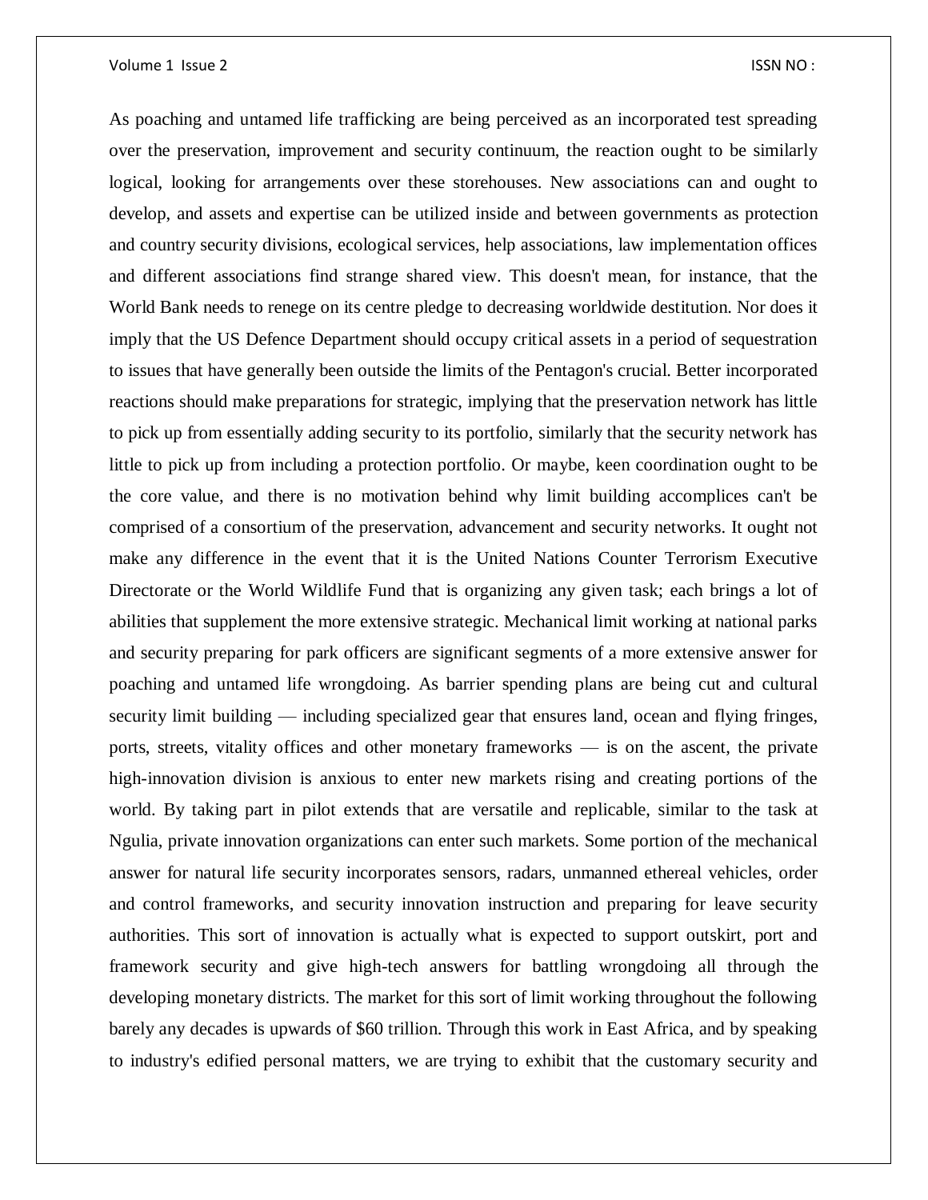As poaching and untamed life trafficking are being perceived as an incorporated test spreading over the preservation, improvement and security continuum, the reaction ought to be similarly logical, looking for arrangements over these storehouses. New associations can and ought to develop, and assets and expertise can be utilized inside and between governments as protection and country security divisions, ecological services, help associations, law implementation offices and different associations find strange shared view. This doesn't mean, for instance, that the World Bank needs to renege on its centre pledge to decreasing worldwide destitution. Nor does it imply that the US Defence Department should occupy critical assets in a period of sequestration to issues that have generally been outside the limits of the Pentagon's crucial. Better incorporated reactions should make preparations for strategic, implying that the preservation network has little to pick up from essentially adding security to its portfolio, similarly that the security network has little to pick up from including a protection portfolio. Or maybe, keen coordination ought to be the core value, and there is no motivation behind why limit building accomplices can't be comprised of a consortium of the preservation, advancement and security networks. It ought not make any difference in the event that it is the United Nations Counter Terrorism Executive Directorate or the World Wildlife Fund that is organizing any given task; each brings a lot of abilities that supplement the more extensive strategic. Mechanical limit working at national parks and security preparing for park officers are significant segments of a more extensive answer for poaching and untamed life wrongdoing. As barrier spending plans are being cut and cultural security limit building — including specialized gear that ensures land, ocean and flying fringes, ports, streets, vitality offices and other monetary frameworks — is on the ascent, the private high-innovation division is anxious to enter new markets rising and creating portions of the world. By taking part in pilot extends that are versatile and replicable, similar to the task at Ngulia, private innovation organizations can enter such markets. Some portion of the mechanical answer for natural life security incorporates sensors, radars, unmanned ethereal vehicles, order and control frameworks, and security innovation instruction and preparing for leave security authorities. This sort of innovation is actually what is expected to support outskirt, port and framework security and give high-tech answers for battling wrongdoing all through the developing monetary districts. The market for this sort of limit working throughout the following barely any decades is upwards of $60 trillion. Through this work in East Africa, and by speaking to industry's edified personal matters, we are trying to exhibit that the customary security and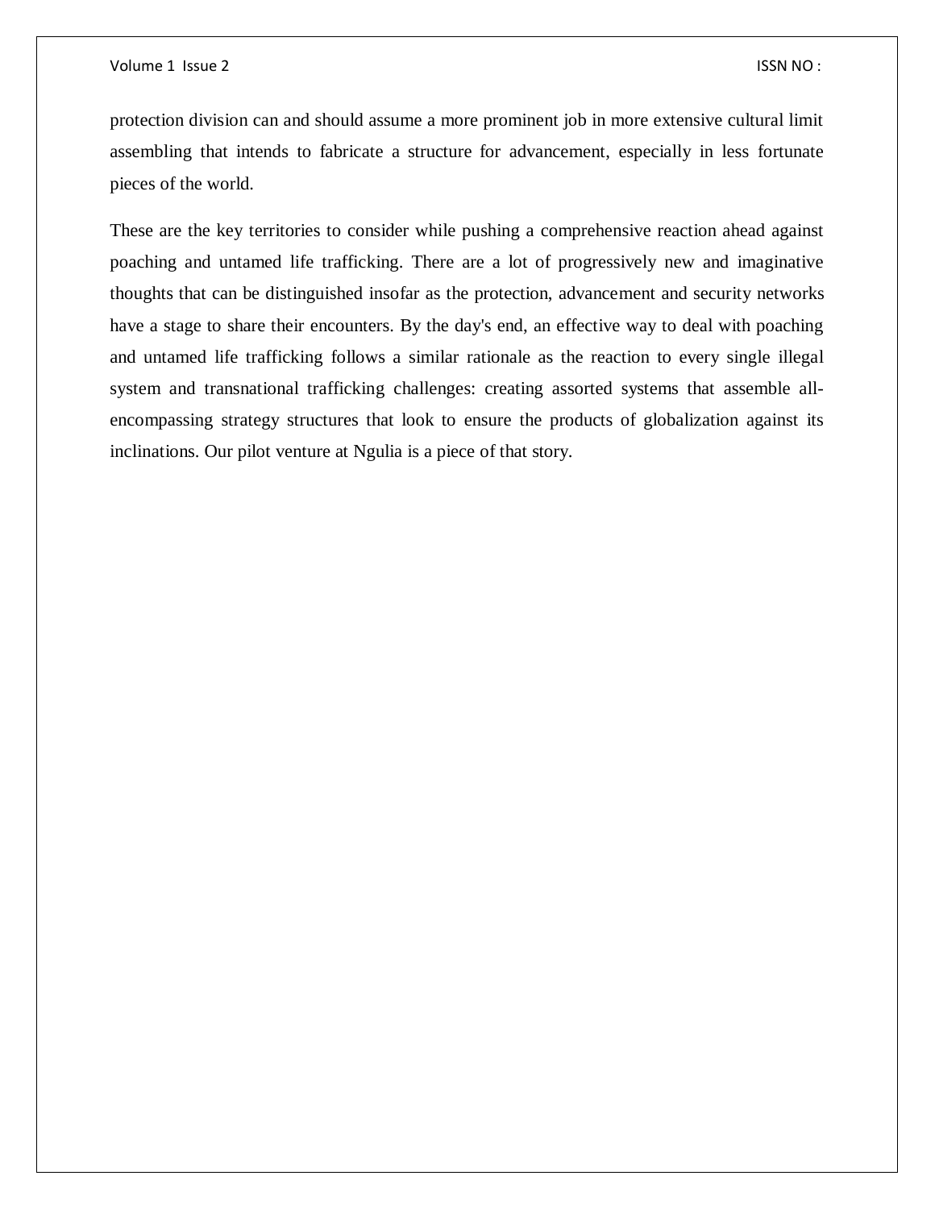protection division can and should assume a more prominent job in more extensive cultural limit assembling that intends to fabricate a structure for advancement, especially in less fortunate pieces of the world.

These are the key territories to consider while pushing a comprehensive reaction ahead against poaching and untamed life trafficking. There are a lot of progressively new and imaginative thoughts that can be distinguished insofar as the protection, advancement and security networks have a stage to share their encounters. By the day's end, an effective way to deal with poaching and untamed life trafficking follows a similar rationale as the reaction to every single illegal system and transnational trafficking challenges: creating assorted systems that assemble all-encompassing strategy structures that look to ensure the products of globalization against its inclinations. Our pilot venture at Ngulia is a piece of that story.